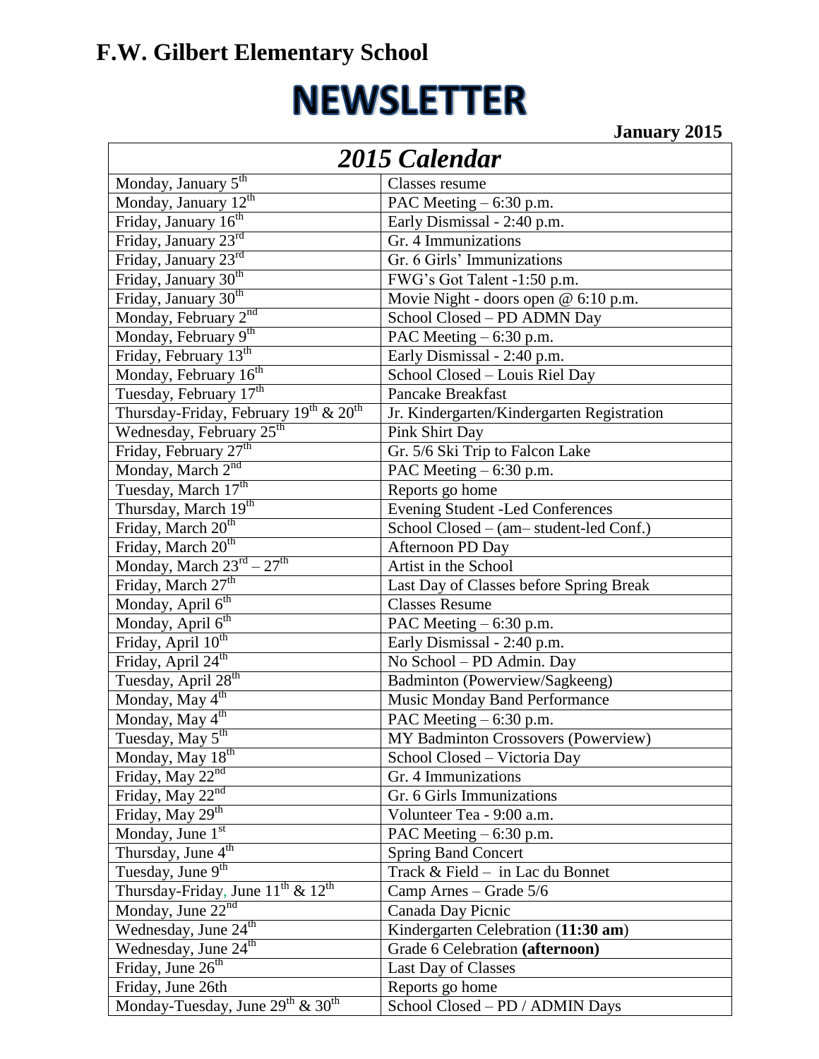# F.W. Gilbert Elementary School

# NEWSLETTER

**January 2015**

| *2015 Calendar* | |
|---|---|
| Monday, January 5th | Classes resume |
| Monday, January 12th | PAC Meeting – 6:30 p.m. |
| Friday, January 16th | Early Dismissal - 2:40 p.m. |
| Friday, January 23rd | Gr. 4 Immunizations |
| Friday, January 23rd | Gr. 6 Girls' Immunizations |
| Friday, January 30th | FWG's Got Talent -1:50 p.m. |
| Friday, January 30th | Movie Night - doors open @ 6:10 p.m. |
| Monday, February 2nd | School Closed – PD ADMN Day |
| Monday, February 9th | PAC Meeting – 6:30 p.m. |
| Friday, February 13th | Early Dismissal - 2:40 p.m. |
| Monday, February 16th | School Closed – Louis Riel Day |
| Tuesday, February 17th | Pancake Breakfast |
| Thursday-Friday, February 19th & 20th | Jr. Kindergarten/Kindergarten Registration |
| Wednesday, February 25th | Pink Shirt Day |
| Friday, February 27th | Gr. 5/6 Ski Trip to Falcon Lake |
| Monday, March 2nd | PAC Meeting – 6:30 p.m. |
| Tuesday, March 17th | Reports go home |
| Thursday, March 19th | Evening Student -Led Conferences |
| Friday, March 20th | School Closed – (am– student-led Conf.) |
| Friday, March 20th | Afternoon PD Day |
| Monday, March 23rd – 27th | Artist in the School |
| Friday, March 27th | Last Day of Classes before Spring Break |
| Monday, April 6th | Classes Resume |
| Monday, April 6th | PAC Meeting – 6:30 p.m. |
| Friday, April 10th | Early Dismissal - 2:40 p.m. |
| Friday, April 24th | No School – PD Admin. Day |
| Tuesday, April 28th | Badminton (Powerview/Sagkeeng) |
| Monday, May 4th | Music Monday Band Performance |
| Monday, May 4th | PAC Meeting – 6:30 p.m. |
| Tuesday, May 5th | MY Badminton Crossovers (Powerview) |
| Monday, May 18th | School Closed – Victoria Day |
| Friday, May 22nd | Gr. 4 Immunizations |
| Friday, May 22nd | Gr. 6 Girls Immunizations |
| Friday, May 29th | Volunteer Tea - 9:00 a.m. |
| Monday, June 1st | PAC Meeting – 6:30 p.m. |
| Thursday, June 4th | Spring Band Concert |
| Tuesday, June 9th | Track & Field – in Lac du Bonnet |
| Thursday-Friday, June 11th & 12th | Camp Arnes – Grade 5/6 |
| Monday, June 22nd | Canada Day Picnic |
| Wednesday, June 24th | Kindergarten Celebration (**11:30 am**) |
| Wednesday, June 24th | Grade 6 Celebration **(afternoon)** |
| Friday, June 26th | Last Day of Classes |
| Friday, June 26th | Reports go home |
| Monday-Tuesday, June 29th & 30th | School Closed – PD / ADMIN Days |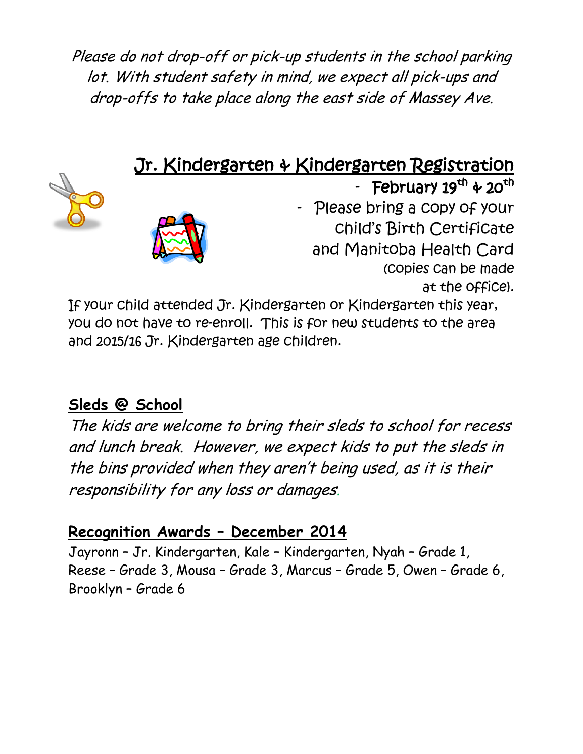*Please do not drop-off or pick-up students in the school parking lot. With student safety in mind, we expect all pick-ups and drop-offs to take place along the east side of Massey Ave.*

## Jr. Kindergarten & Kindergarten Registration

- February 19th & 20th
- Please bring a copy of your child's Birth Certificate and Manitoba Health Card (copies can be made at the office).

If your child attended Jr. Kindergarten or Kindergarten this year, you do not have to re-enroll. This is for new students to the area and 2015/16 Jr. Kindergarten age children.

## Sleds @ School

*The kids are welcome to bring their sleds to school for recess and lunch break. However, we expect kids to put the sleds in the bins provided when they aren't being used, as it is their responsibility for any loss or damages.*

## Recognition Awards – December 2014

Jayronn – Jr. Kindergarten, Kale – Kindergarten, Nyah – Grade 1, Reese – Grade 3, Mousa – Grade 3, Marcus – Grade 5, Owen – Grade 6, Brooklyn – Grade 6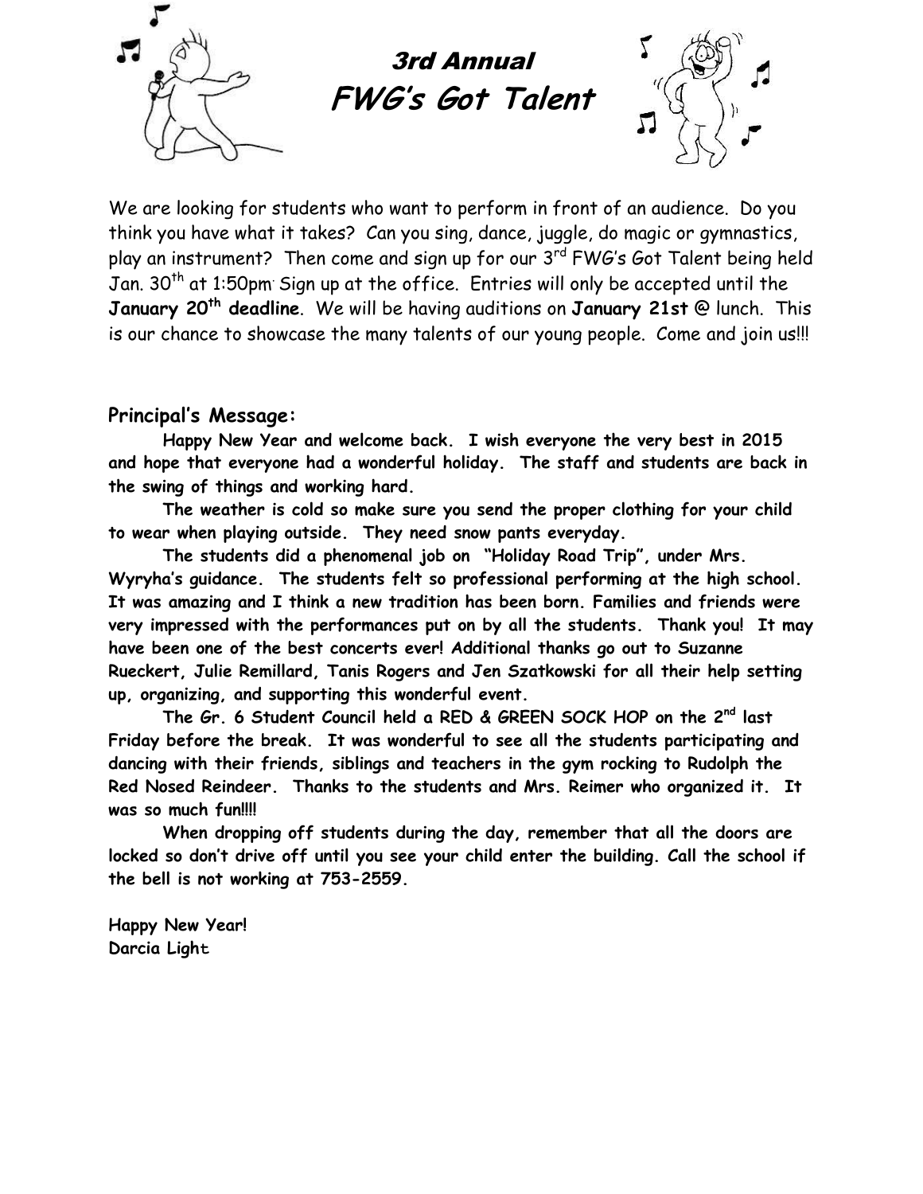## 3rd Annual

# FWG's Got Talent

We are looking for students who want to perform in front of an audience. Do you think you have what it takes? Can you sing, dance, juggle, do magic or gymnastics, play an instrument? Then come and sign up for our 3rd FWG's Got Talent being held Jan. 30th at 1:50pm. Sign up at the office. Entries will only be accepted until the **January 20th deadline**. We will be having auditions on **January 21st** @ lunch. This is our chance to showcase the many talents of our young people. Come and join us!!!

**Principal's Message:**

**Happy New Year and welcome back. I wish everyone the very best in 2015 and hope that everyone had a wonderful holiday. The staff and students are back in the swing of things and working hard.**

**The weather is cold so make sure you send the proper clothing for your child to wear when playing outside. They need snow pants everyday.**

**The students did a phenomenal job on "Holiday Road Trip", under Mrs. Wyryha's guidance. The students felt so professional performing at the high school. It was amazing and I think a new tradition has been born. Families and friends were very impressed with the performances put on by all the students. Thank you! It may have been one of the best concerts ever! Additional thanks go out to Suzanne Rueckert, Julie Remillard, Tanis Rogers and Jen Szatkowski for all their help setting up, organizing, and supporting this wonderful event.**

**The Gr. 6 Student Council held a RED & GREEN SOCK HOP on the 2nd last Friday before the break. It was wonderful to see all the students participating and dancing with their friends, siblings and teachers in the gym rocking to Rudolph the Red Nosed Reindeer. Thanks to the students and Mrs. Reimer who organized it. It was so much fun!!!!**

**When dropping off students during the day, remember that all the doors are locked so don't drive off until you see your child enter the building. Call the school if the bell is not working at 753-2559.**

**Happy New Year!**
**Darcia Light**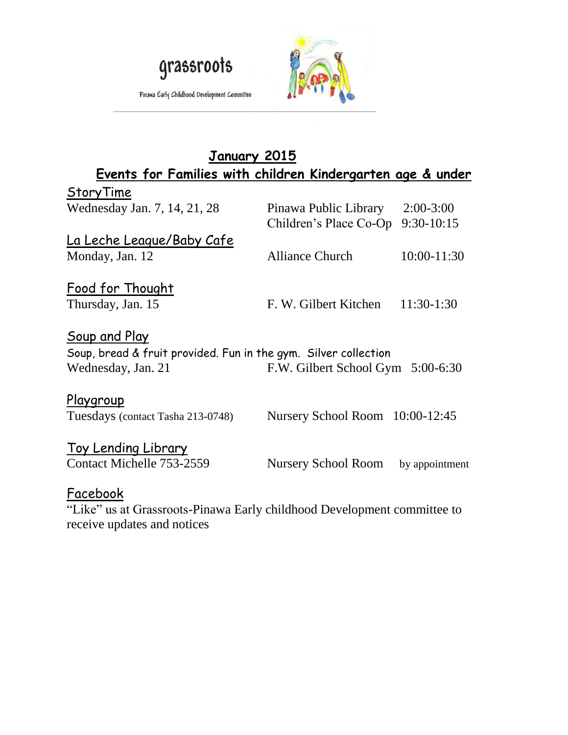grassroots

Pinawa Early Childhood Development Committee

## January 2015

## Events for Families with children Kindergarten age & under

### StoryTime

Wednesday Jan. 7, 14, 21, 28 — Pinawa Public Library 2:00-3:00
Children's Place Co-Op 9:30-10:15

### La Leche League/Baby Cafe

Monday, Jan. 12 — Alliance Church 10:00-11:30

### Food for Thought

Thursday, Jan. 15 — F. W. Gilbert Kitchen 11:30-1:30

### Soup and Play

Soup, bread & fruit provided. Fun in the gym. Silver collection

Wednesday, Jan. 21 — F.W. Gilbert School Gym 5:00-6:30

### Playgroup

Tuesdays (contact Tasha 213-0748) — Nursery School Room 10:00-12:45

### Toy Lending Library

Contact Michelle 753-2559 — Nursery School Room by appointment

### Facebook

"Like" us at Grassroots-Pinawa Early childhood Development committee to receive updates and notices